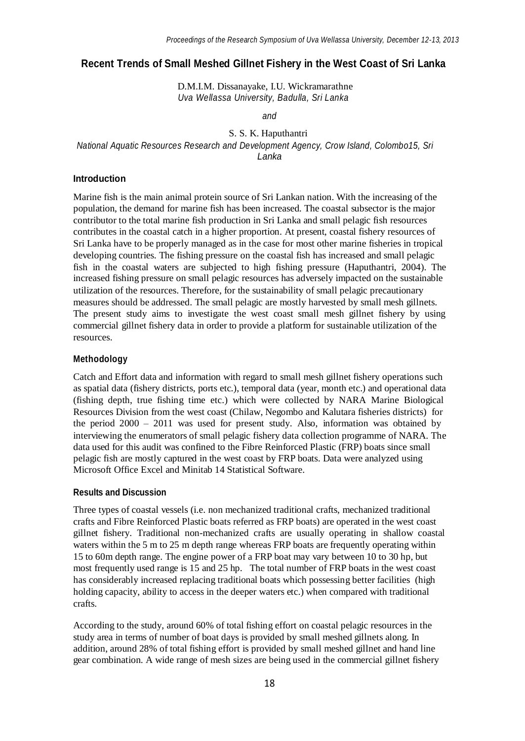## Recent Trends of Small Meshed Gillnet Fishery in the West Coast of Sri Lanka

D.M.I.M. Dissanayake, I.U. Wickramarathne
*Uva Wellassa University, Badulla, Sri Lanka*

*and*

S. S. K. Haputhantri
*National Aquatic Resources Research and Development Agency, Crow Island, Colombo15, Sri Lanka*

### Introduction

Marine fish is the main animal protein source of Sri Lankan nation. With the increasing of the population, the demand for marine fish has been increased. The coastal subsector is the major contributor to the total marine fish production in Sri Lanka and small pelagic fish resources contributes in the coastal catch in a higher proportion. At present, coastal fishery resources of Sri Lanka have to be properly managed as in the case for most other marine fisheries in tropical developing countries. The fishing pressure on the coastal fish has increased and small pelagic fish in the coastal waters are subjected to high fishing pressure (Haputhantri, 2004). The increased fishing pressure on small pelagic resources has adversely impacted on the sustainable utilization of the resources. Therefore, for the sustainability of small pelagic precautionary measures should be addressed. The small pelagic are mostly harvested by small mesh gillnets. The present study aims to investigate the west coast small mesh gillnet fishery by using commercial gillnet fishery data in order to provide a platform for sustainable utilization of the resources.

### Methodology

Catch and Effort data and information with regard to small mesh gillnet fishery operations such as spatial data (fishery districts, ports etc.), temporal data (year, month etc.) and operational data (fishing depth, true fishing time etc.) which were collected by NARA Marine Biological Resources Division from the west coast (Chilaw, Negombo and Kalutara fisheries districts) for the period 2000 – 2011 was used for present study. Also, information was obtained by interviewing the enumerators of small pelagic fishery data collection programme of NARA. The data used for this audit was confined to the Fibre Reinforced Plastic (FRP) boats since small pelagic fish are mostly captured in the west coast by FRP boats. Data were analyzed using Microsoft Office Excel and Minitab 14 Statistical Software.

### Results and Discussion

Three types of coastal vessels (i.e. non mechanized traditional crafts, mechanized traditional crafts and Fibre Reinforced Plastic boats referred as FRP boats) are operated in the west coast gillnet fishery. Traditional non-mechanized crafts are usually operating in shallow coastal waters within the 5 m to 25 m depth range whereas FRP boats are frequently operating within 15 to 60m depth range. The engine power of a FRP boat may vary between 10 to 30 hp, but most frequently used range is 15 and 25 hp. The total number of FRP boats in the west coast has considerably increased replacing traditional boats which possessing better facilities (high holding capacity, ability to access in the deeper waters etc.) when compared with traditional crafts.

According to the study, around 60% of total fishing effort on coastal pelagic resources in the study area in terms of number of boat days is provided by small meshed gillnets along. In addition, around 28% of total fishing effort is provided by small meshed gillnet and hand line gear combination. A wide range of mesh sizes are being used in the commercial gillnet fishery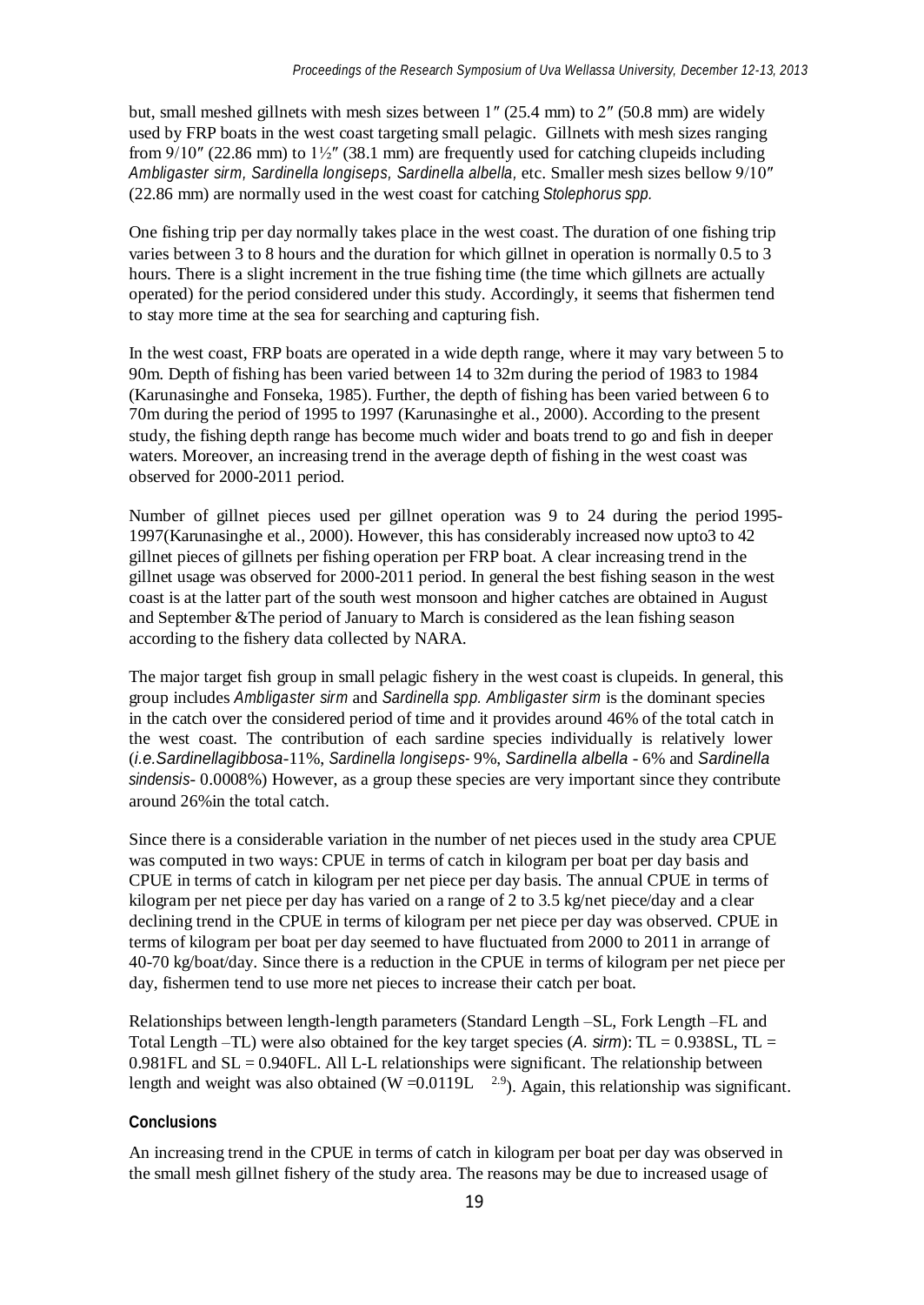but, small meshed gillnets with mesh sizes between 1″ (25.4 mm) to 2″ (50.8 mm) are widely used by FRP boats in the west coast targeting small pelagic. Gillnets with mesh sizes ranging from 9/10″ (22.86 mm) to 1½″ (38.1 mm) are frequently used for catching clupeids including *Ambligaster sirm, Sardinella longiseps, Sardinella albella,* etc. Smaller mesh sizes bellow 9/10″ (22.86 mm) are normally used in the west coast for catching *Stolephorus spp.*

One fishing trip per day normally takes place in the west coast. The duration of one fishing trip varies between 3 to 8 hours and the duration for which gillnet in operation is normally 0.5 to 3 hours. There is a slight increment in the true fishing time (the time which gillnets are actually operated) for the period considered under this study. Accordingly, it seems that fishermen tend to stay more time at the sea for searching and capturing fish.

In the west coast, FRP boats are operated in a wide depth range, where it may vary between 5 to 90m. Depth of fishing has been varied between 14 to 32m during the period of 1983 to 1984 (Karunasinghe and Fonseka, 1985). Further, the depth of fishing has been varied between 6 to 70m during the period of 1995 to 1997 (Karunasinghe et al., 2000). According to the present study, the fishing depth range has become much wider and boats trend to go and fish in deeper waters. Moreover, an increasing trend in the average depth of fishing in the west coast was observed for 2000-2011 period.

Number of gillnet pieces used per gillnet operation was 9 to 24 during the period 1995-1997(Karunasinghe et al., 2000). However, this has considerably increased now upto3 to 42 gillnet pieces of gillnets per fishing operation per FRP boat. A clear increasing trend in the gillnet usage was observed for 2000-2011 period. In general the best fishing season in the west coast is at the latter part of the south west monsoon and higher catches are obtained in August and September &The period of January to March is considered as the lean fishing season according to the fishery data collected by NARA.

The major target fish group in small pelagic fishery in the west coast is clupeids. In general, this group includes *Ambligaster sirm* and *Sardinella spp. Ambligaster sirm* is the dominant species in the catch over the considered period of time and it provides around 46% of the total catch in the west coast. The contribution of each sardine species individually is relatively lower (*i.e.Sardinellagibbosa*-11%, *Sardinella longiseps*- 9%, *Sardinella albella* - 6% and *Sardinella sindensis*- 0.0008%) However, as a group these species are very important since they contribute around 26%in the total catch.

Since there is a considerable variation in the number of net pieces used in the study area CPUE was computed in two ways: CPUE in terms of catch in kilogram per boat per day basis and CPUE in terms of catch in kilogram per net piece per day basis. The annual CPUE in terms of kilogram per net piece per day has varied on a range of 2 to 3.5 kg/net piece/day and a clear declining trend in the CPUE in terms of kilogram per net piece per day was observed. CPUE in terms of kilogram per boat per day seemed to have fluctuated from 2000 to 2011 in arrange of 40-70 kg/boat/day. Since there is a reduction in the CPUE in terms of kilogram per net piece per day, fishermen tend to use more net pieces to increase their catch per boat.

Relationships between length-length parameters (Standard Length –SL, Fork Length –FL and Total Length –TL) were also obtained for the key target species (*A. sirm*): TL = 0.938SL, TL = 0.981FL and SL = 0.940FL. All L-L relationships were significant. The relationship between length and weight was also obtained ($W = 0.0119L^{2.9}$). Again, this relationship was significant.

## Conclusions

An increasing trend in the CPUE in terms of catch in kilogram per boat per day was observed in the small mesh gillnet fishery of the study area. The reasons may be due to increased usage of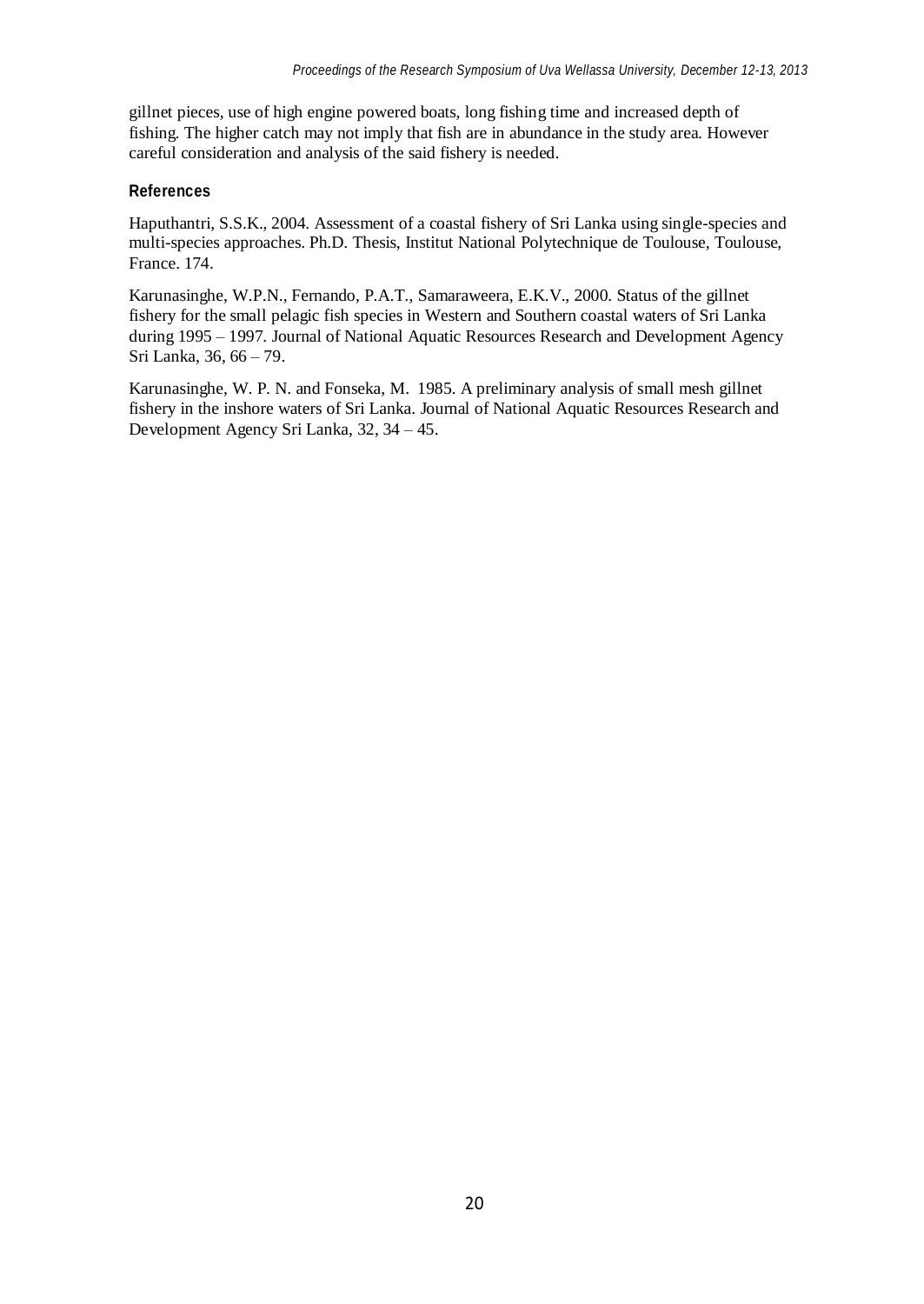gillnet pieces, use of high engine powered boats, long fishing time and increased depth of fishing. The higher catch may not imply that fish are in abundance in the study area. However careful consideration and analysis of the said fishery is needed.

## References

Haputhantri, S.S.K., 2004. Assessment of a coastal fishery of Sri Lanka using single-species and multi-species approaches. Ph.D. Thesis, Institut National Polytechnique de Toulouse, Toulouse, France. 174.

Karunasinghe, W.P.N., Fernando, P.A.T., Samaraweera, E.K.V., 2000. Status of the gillnet fishery for the small pelagic fish species in Western and Southern coastal waters of Sri Lanka during 1995 – 1997. Journal of National Aquatic Resources Research and Development Agency Sri Lanka, 36, 66 – 79.

Karunasinghe, W. P. N. and Fonseka, M. 1985. A preliminary analysis of small mesh gillnet fishery in the inshore waters of Sri Lanka. Journal of National Aquatic Resources Research and Development Agency Sri Lanka, 32, 34 – 45.